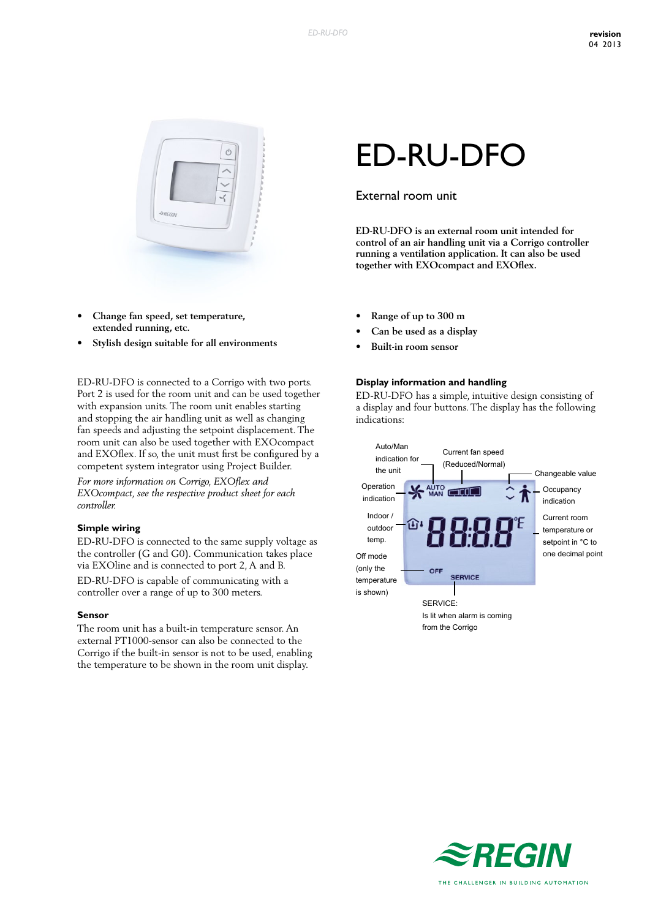revision 04 2013

# ED-RU-DFO

External room unit

**ED-RU-DFO is an external room unit intended for control of an air handling unit via a Corrigo controller running a ventilation application. It can also be used together with EXOcompact and EXOflex.**

- **Change fan speed, set temperature, extended running, etc.**
- **Stylish design suitable for all environments**
- **Range of up to 300 m**
- **Can be used as a display**
- **Built-in room sensor**

ED-RU-DFO is connected to a Corrigo with two ports. Port 2 is used for the room unit and can be used together with expansion units. The room unit enables starting and stopping the air handling unit as well as changing fan speeds and adjusting the setpoint displacement. The room unit can also be used together with EXOcompact and EXOflex. If so, the unit must first be configured by a competent system integrator using Project Builder.

*For more information on Corrigo, EXOflex and EXOcompact, see the respective product sheet for each controller.*

### Simple wiring

ED-RU-DFO is connected to the same supply voltage as the controller (G and G0). Communication takes place via EXOline and is connected to port 2, A and B.

ED-RU-DFO is capable of communicating with a controller over a range of up to 300 meters.

### Sensor

The room unit has a built-in temperature sensor. An external PT1000-sensor can also be connected to the Corrigo if the built-in sensor is not to be used, enabling the temperature to be shown in the room unit display.

### Display information and handling

ED-RU-DFO has a simple, intuitive design consisting of a display and four buttons. The display has the following indications:

Auto/Man indication for the unit

Current fan speed (Reduced/Normal)

Changeable value

Operation indication

Occupancy indication

Indoor / outdoor temp.

Current room temperature or setpoint in °C to one decimal point

Off mode (only the temperature is shown)

SERVICE: Is lit when alarm is coming from the Corrigo

REGIN – THE CHALLENGER IN BUILDING AUTOMATION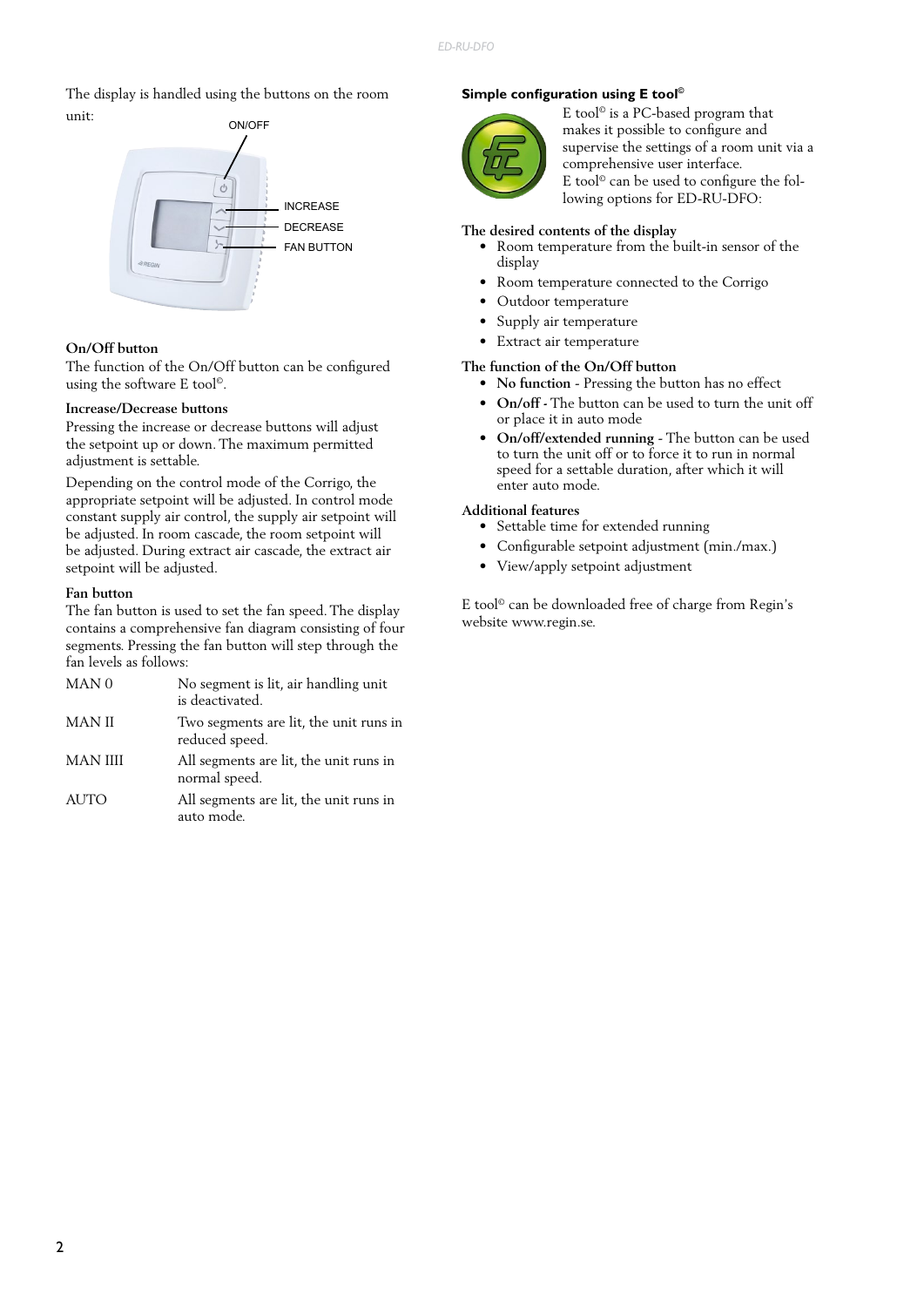The display is handled using the buttons on the room unit:

ON/OFF

INCREASE

DECREASE

FAN BUTTON

### On/Off button

The function of the On/Off button can be configured using the software E tool©.

### Increase/Decrease buttons

Pressing the increase or decrease buttons will adjust the setpoint up or down. The maximum permitted adjustment is settable.

Depending on the control mode of the Corrigo, the appropriate setpoint will be adjusted. In control mode constant supply air control, the supply air setpoint will be adjusted. In room cascade, the room setpoint will be adjusted. During extract air cascade, the extract air setpoint will be adjusted.

### Fan button

The fan button is used to set the fan speed. The display contains a comprehensive fan diagram consisting of four segments. Pressing the fan button will step through the fan levels as follows:

| | |
|---|---|
| MAN 0 | No segment is lit, air handling unit is deactivated. |
| MAN II | Two segments are lit, the unit runs in reduced speed. |
| MAN IIII | All segments are lit, the unit runs in normal speed. |
| AUTO | All segments are lit, the unit runs in auto mode. |

## Simple configuration using E tool©

E tool© is a PC-based program that makes it possible to configure and supervise the settings of a room unit via a comprehensive user interface.

E tool© can be used to configure the following options for ED-RU-DFO:

### The desired contents of the display

- Room temperature from the built-in sensor of the display
- Room temperature connected to the Corrigo
- Outdoor temperature
- Supply air temperature
- Extract air temperature

### The function of the On/Off button

- **No function** - Pressing the button has no effect
- **On/off** - The button can be used to turn the unit off or place it in auto mode
- **On/off/extended running** - The button can be used to turn the unit off or to force it to run in normal speed for a settable duration, after which it will enter auto mode.

### Additional features

- Settable time for extended running
- Configurable setpoint adjustment (min./max.)
- View/apply setpoint adjustment

E tool© can be downloaded free of charge from Regin's website www.regin.se.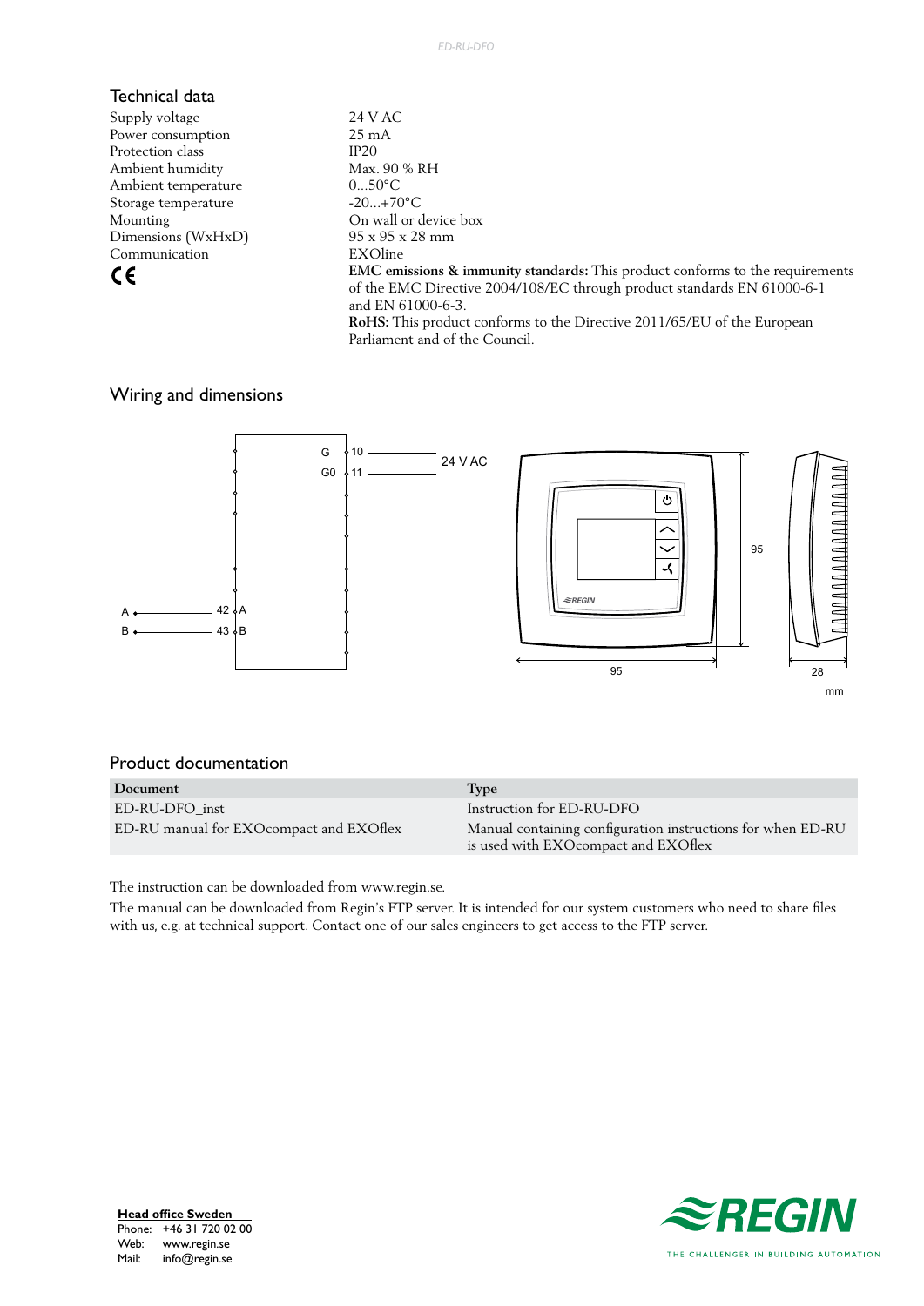## Technical data

| | |
|---|---|
| Supply voltage | 24 V AC |
| Power consumption | 25 mA |
| Protection class | IP20 |
| Ambient humidity | Max. 90 % RH |
| Ambient temperature | 0...50°C |
| Storage temperature | -20...+70°C |
| Mounting | On wall or device box |
| Dimensions (WxHxD) | 95 x 95 x 28 mm |
| Communication | EXOline |
| CE | **EMC emissions & immunity standards:** This product conforms to the requirements of the EMC Directive 2004/108/EC through product standards EN 61000-6-1 and EN 61000-6-3. **RoHS:** This product conforms to the Directive 2011/65/EU of the European Parliament and of the Council. |

## Wiring and dimensions

G
G0
10
11
24 V AC
A
B
42 A
43 B
95
95
28
mm

## Product documentation

| Document | Type |
|---|---|
| ED-RU-DFO_inst | Instruction for ED-RU-DFO |
| ED-RU manual for EXOcompact and EXOflex | Manual containing configuration instructions for when ED-RU is used with EXOcompact and EXOflex |

The instruction can be downloaded from www.regin.se.

The manual can be downloaded from Regin's FTP server. It is intended for our system customers who need to share files with us, e.g. at technical support. Contact one of our sales engineers to get access to the FTP server.

**Head office Sweden**
Phone: +46 31 720 02 00
Web: www.regin.se
Mail: info@regin.se

REGIN
THE CHALLENGER IN BUILDING AUTOMATION